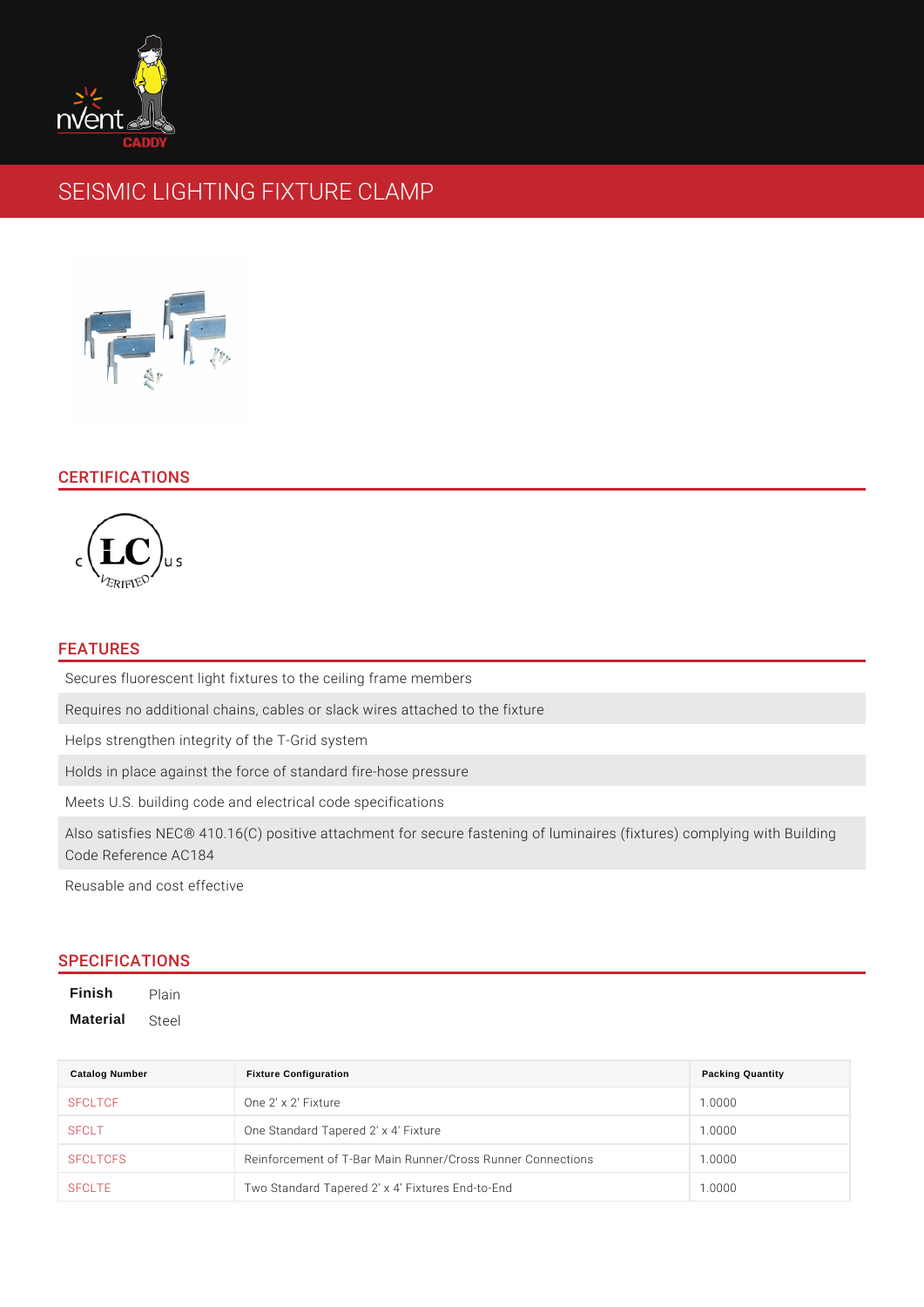# SEISMIC LIGHTING FIXTURE CLAMP

## CERTIFICATIONS

## FEATURES

- Secures fluorescent light fixtures to the ceiling frame members
- Requires no additional chains, cables or slack wires attached to the fixture
- Helps strengthen integrity of the T-Grid system
- Holds in place against the force of standard fire-hose pressure
- Meets U.S. building code and electrical code specifications
- Also satisfies NEC® 410.16(C) positive attachment for secure fastening of luminaires (fixtures) complying with Building Code Reference AC184
- Reusable and cost effective

## SPECIFICATIONS

**Finish** Plain

**Material** Steel

| Catalog Number | Fixture Configuration | Packing Quantity |
|---|---|---|
| SFCLTCF | One 2' x 2' Fixture | 1.0000 |
| SFCLT | One Standard Tapered 2' x 4' Fixture | 1.0000 |
| SFCLTCFS | Reinforcement of T-Bar Main Runner/Cross Runner Connections | 1.0000 |
| SFCLTE | Two Standard Tapered 2' x 4' Fixtures End-to-End | 1.0000 |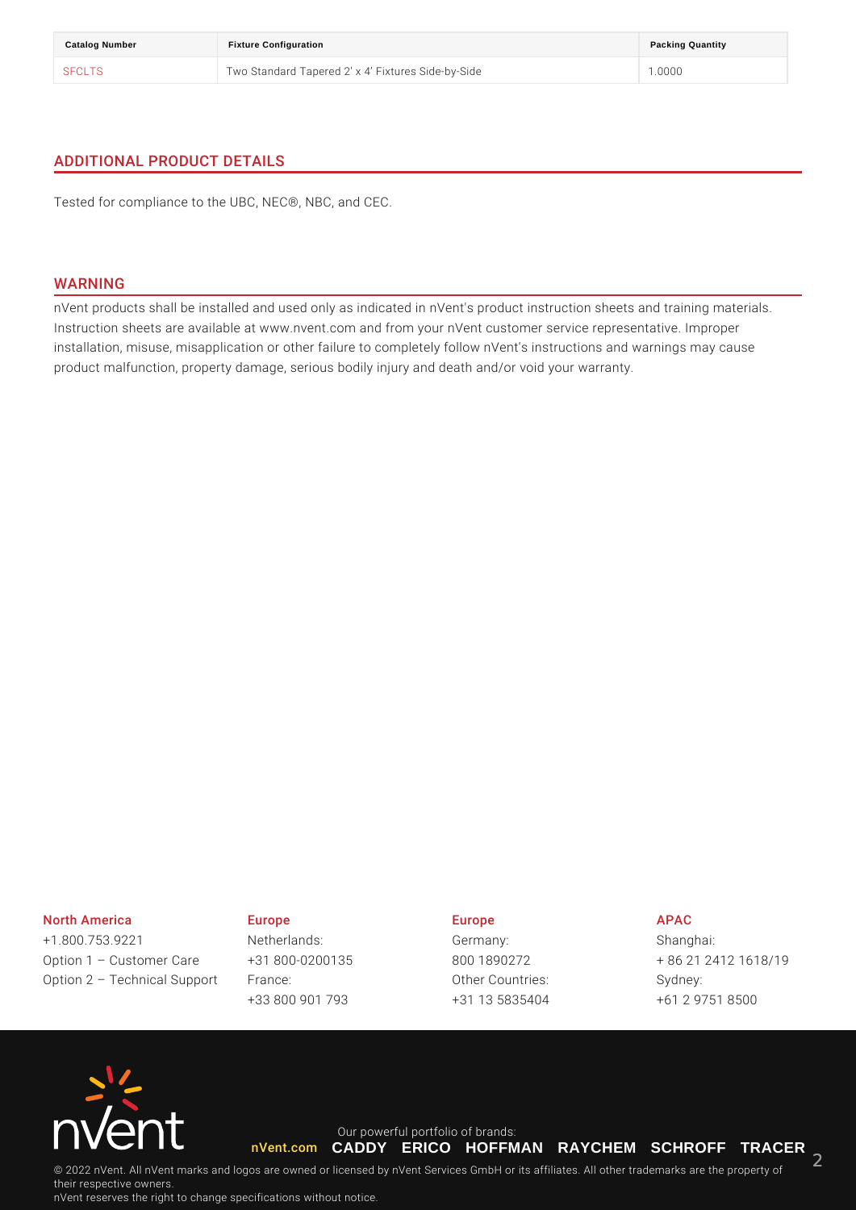| Catalog Number | Fixture Configuration | Packing Quantity |
|---|---|---|
| SFCLTS | Two Standard Tapered 2' x 4' Fixtures Side-by-Side | 1.0000 |

## ADDITIONAL PRODUCT DETAILS

Tested for compliance to the UBC, NEC®, NBC, and CEC.

## WARNING

nVent products shall be installed and used only as indicated in nVent's product instruction sheets and training materials. Instruction sheets are available at www.nvent.com and from your nVent customer service representative. Improper installation, misuse, misapplication or other failure to completely follow nVent's instructions and warnings may cause product malfunction, property damage, serious bodily injury and death and/or void your warranty.

**North America**
+1.800.753.9221
Option 1 – Customer Care
Option 2 – Technical Support

**Europe**
Netherlands:
+31 800-0200135
France:
+33 800 901 793

**Europe**
Germany:
800 1890272
Other Countries:
+31 13 5835404

**APAC**
Shanghai:
+ 86 21 2412 1618/19
Sydney:
+61 2 9751 8500

nVent

Our powerful portfolio of brands:
nVent.com CADDY ERICO HOFFMAN RAYCHEM SCHROFF TRACER

© 2022 nVent. All nVent marks and logos are owned or licensed by nVent Services GmbH or its affiliates. All other trademarks are the property of their respective owners.
nVent reserves the right to change specifications without notice.